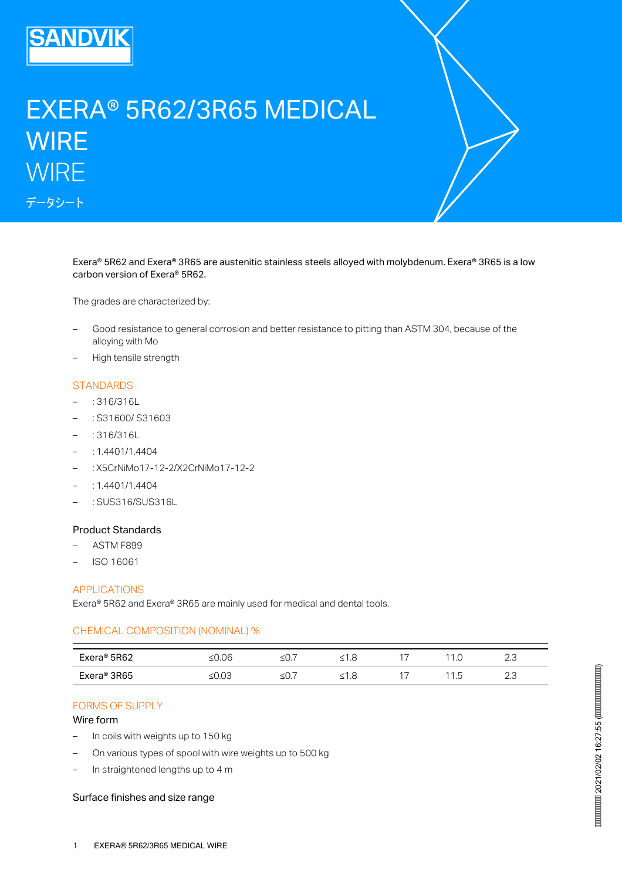# EXERA® 5R62/3R65 MEDICAL WIRE

## WIRE

データシート

Exera® 5R62 and Exera® 3R65 are austenitic stainless steels alloyed with molybdenum. Exera® 3R65 is a low carbon version of Exera® 5R62.

The grades are characterized by:

- Good resistance to general corrosion and better resistance to pitting than ASTM 304, because of the alloying with Mo
- High tensile strength

## STANDARDS

- : 316/316L
- : S31600/ S31603
- : 316/316L
- : 1.4401/1.4404
- : X5CrNiMo17-12-2/X2CrNiMo17-12-2
- : 1.4401/1.4404
- : SUS316/SUS316L

### Product Standards

- ASTM F899
- ISO 16061

## APPLICATIONS

Exera® 5R62 and Exera® 3R65 are mainly used for medical and dental tools.

## CHEMICAL COMPOSITION (NOMINAL) %

| | | | | | | |
|---|---|---|---|---|---|---|
| Exera® 5R62 | ≤0.06 | ≤0.7 | ≤1.8 | 17 | 11.0 | 2.3 |
| Exera® 3R65 | ≤0.03 | ≤0.7 | ≤1.8 | 17 | 11.5 | 2.3 |

## FORMS OF SUPPLY

### Wire form

- In coils with weights up to 150 kg
- On various types of spool with wire weights up to 500 kg
- In straightened lengths up to 4 m

### Surface finishes and size range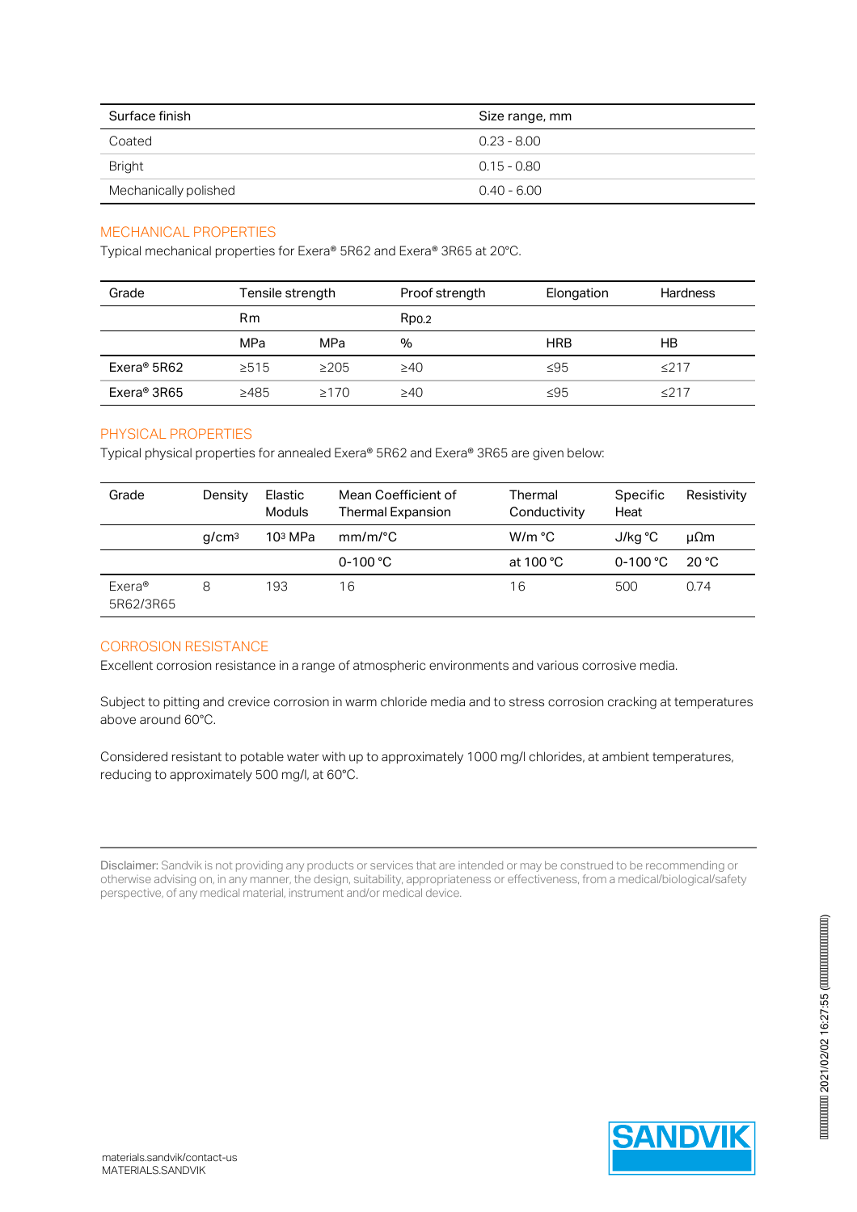| Surface finish | Size range, mm |
|---|---|
| Coated | 0.23 - 8.00 |
| Bright | 0.15 - 0.80 |
| Mechanically polished | 0.40 - 6.00 |

## MECHANICAL PROPERTIES

Typical mechanical properties for Exera® 5R62 and Exera® 3R65 at 20°C.

| Grade | Tensile strength | | Proof strength | Elongation | Hardness |
|---|---|---|---|---|---|
| | Rm | | $Rp_{0.2}$ | | |
| | MPa | MPa | % | HRB | HB |
| Exera® 5R62 | ≥515 | ≥205 | ≥40 | ≤95 | ≤217 |
| Exera® 3R65 | ≥485 | ≥170 | ≥40 | ≤95 | ≤217 |

## PHYSICAL PROPERTIES

Typical physical properties for annealed Exera® 5R62 and Exera® 3R65 are given below:

| Grade | Density | Elastic Moduls | Mean Coefficient of Thermal Expansion | Thermal Conductivity | Specific Heat | Resistivity |
|---|---|---|---|---|---|---|
| | $g/cm^3$ | $10^3$ MPa | mm/m/°C | W/m °C | J/kg °C | μΩm |
| | | | 0-100 °C | at 100 °C | 0-100 °C | 20 °C |
| Exera® 5R62/3R65 | 8 | 193 | 16 | 16 | 500 | 0.74 |

## CORROSION RESISTANCE

Excellent corrosion resistance in a range of atmospheric environments and various corrosive media.

Subject to pitting and crevice corrosion in warm chloride media and to stress corrosion cracking at temperatures above around 60°C.

Considered resistant to potable water with up to approximately 1000 mg/l chlorides, at ambient temperatures, reducing to approximately 500 mg/l, at 60°C.

Disclaimer: Sandvik is not providing any products or services that are intended or may be construed to be recommending or otherwise advising on, in any manner, the design, suitability, appropriateness or effectiveness, from a medical/biological/safety perspective, of any medical material, instrument and/or medical device.

materials.sandvik/contact-us
MATERIALS.SANDVIK